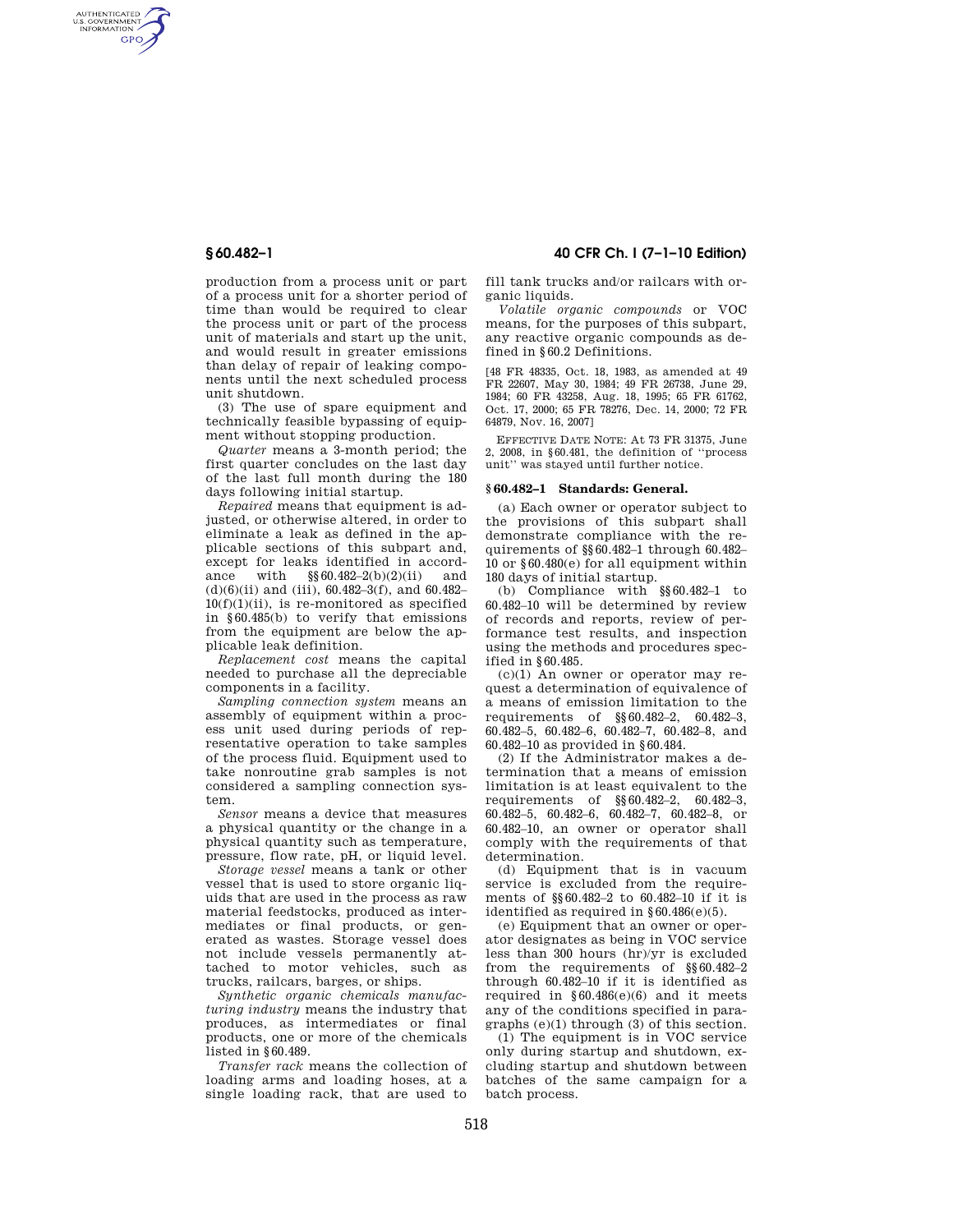production from a process unit or part of a process unit for a shorter period of time than would be required to clear the process unit or part of the process unit of materials and start up the unit, and would result in greater emissions than delay of repair of leaking components until the next scheduled process unit shutdown.

(3) The use of spare equipment and technically feasible bypassing of equipment without stopping production.

*Quarter* means a 3-month period; the first quarter concludes on the last day of the last full month during the 180 days following initial startup.

*Repaired* means that equipment is adjusted, or otherwise altered, in order to eliminate a leak as defined in the applicable sections of this subpart and, except for leaks identified in accordance with §§60.482–2(b)(2)(ii) and (d)(6)(ii) and (iii), 60.482–3(f), and 60.482–10(f)(1)(ii), is re-monitored as specified in §60.485(b) to verify that emissions from the equipment are below the applicable leak definition.

*Replacement cost* means the capital needed to purchase all the depreciable components in a facility.

*Sampling connection system* means an assembly of equipment within a process unit used during periods of representative operation to take samples of the process fluid. Equipment used to take nonroutine grab samples is not considered a sampling connection system.

*Sensor* means a device that measures a physical quantity or the change in a physical quantity such as temperature, pressure, flow rate, pH, or liquid level.

*Storage vessel* means a tank or other vessel that is used to store organic liquids that are used in the process as raw material feedstocks, produced as intermediates or final products, or generated as wastes. Storage vessel does not include vessels permanently attached to motor vehicles, such as trucks, railcars, barges, or ships.

*Synthetic organic chemicals manufacturing industry* means the industry that produces, as intermediates or final products, one or more of the chemicals listed in §60.489.

*Transfer rack* means the collection of loading arms and loading hoses, at a single loading rack, that are used to fill tank trucks and/or railcars with organic liquids.

*Volatile organic compounds* or VOC means, for the purposes of this subpart, any reactive organic compounds as defined in §60.2 Definitions.

[48 FR 48335, Oct. 18, 1983, as amended at 49 FR 22607, May 30, 1984; 49 FR 26738, June 29, 1984; 60 FR 43258, Aug. 18, 1995; 65 FR 61762, Oct. 17, 2000; 65 FR 78276, Dec. 14, 2000; 72 FR 64879, Nov. 16, 2007]

EFFECTIVE DATE NOTE: At 73 FR 31375, June 2, 2008, in §60.481, the definition of "process unit" was stayed until further notice.

### §60.482–1 Standards: General.

(a) Each owner or operator subject to the provisions of this subpart shall demonstrate compliance with the requirements of §§60.482–1 through 60.482–10 or §60.480(e) for all equipment within 180 days of initial startup.

(b) Compliance with §§60.482–1 to 60.482–10 will be determined by review of records and reports, review of performance test results, and inspection using the methods and procedures specified in §60.485.

(c)(1) An owner or operator may request a determination of equivalence of a means of emission limitation to the requirements of §§60.482–2, 60.482–3, 60.482–5, 60.482–6, 60.482–7, 60.482–8, and 60.482–10 as provided in §60.484.

(2) If the Administrator makes a determination that a means of emission limitation is at least equivalent to the requirements of §§60.482–2, 60.482–3, 60.482–5, 60.482–6, 60.482–7, 60.482–8, or 60.482–10, an owner or operator shall comply with the requirements of that determination.

(d) Equipment that is in vacuum service is excluded from the requirements of §§60.482–2 to 60.482–10 if it is identified as required in §60.486(e)(5).

(e) Equipment that an owner or operator designates as being in VOC service less than 300 hours (hr)/yr is excluded from the requirements of §§60.482–2 through 60.482–10 if it is identified as required in §60.486(e)(6) and it meets any of the conditions specified in paragraphs (e)(1) through (3) of this section.

(1) The equipment is in VOC service only during startup and shutdown, excluding startup and shutdown between batches of the same campaign for a batch process.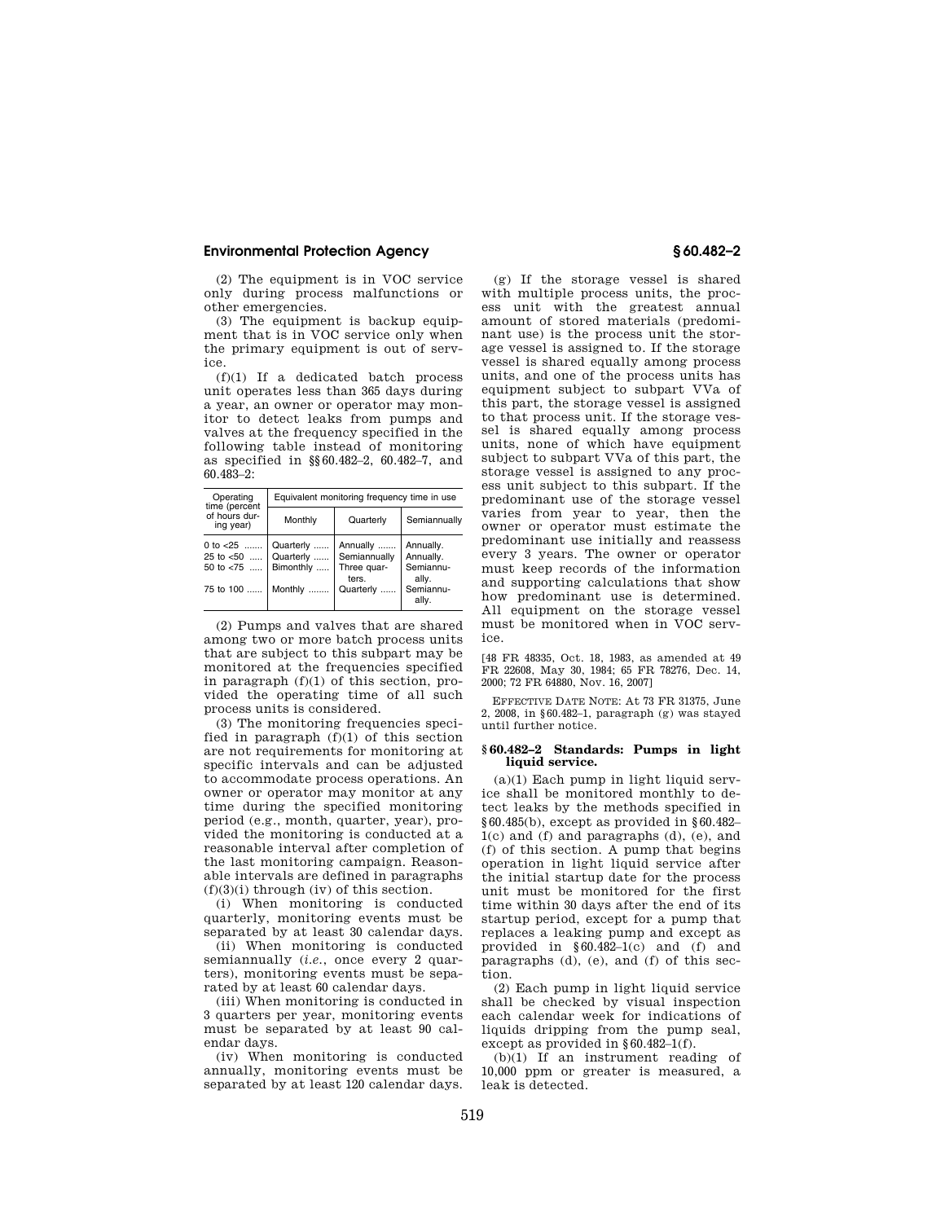(2) The equipment is in VOC service only during process malfunctions or other emergencies.

(3) The equipment is backup equipment that is in VOC service only when the primary equipment is out of service.

(f)(1) If a dedicated batch process unit operates less than 365 days during a year, an owner or operator may monitor to detect leaks from pumps and valves at the frequency specified in the following table instead of monitoring as specified in §§60.482–2, 60.482–7, and 60.483–2:

| Operating time (percent of hours during year) | Equivalent monitoring frequency time in use | | |
|---|---|---|---|
| | Monthly | Quarterly | Semiannually |
| 0 to <25 | Quarterly | Annually | Annually. |
| 25 to <50 | Quarterly | Semiannually | Annually. |
| 50 to <75 | Bimonthly | Three quarters. | Semiannually. |
| 75 to 100 | Monthly | Quarterly | Semiannually. |

(2) Pumps and valves that are shared among two or more batch process units that are subject to this subpart may be monitored at the frequencies specified in paragraph (f)(1) of this section, provided the operating time of all such process units is considered.

(3) The monitoring frequencies specified in paragraph (f)(1) of this section are not requirements for monitoring at specific intervals and can be adjusted to accommodate process operations. An owner or operator may monitor at any time during the specified monitoring period (e.g., month, quarter, year), provided the monitoring is conducted at a reasonable interval after completion of the last monitoring campaign. Reasonable intervals are defined in paragraphs (f)(3)(i) through (iv) of this section.

(i) When monitoring is conducted quarterly, monitoring events must be separated by at least 30 calendar days.

(ii) When monitoring is conducted semiannually (*i.e.*, once every 2 quarters), monitoring events must be separated by at least 60 calendar days.

(iii) When monitoring is conducted in 3 quarters per year, monitoring events must be separated by at least 90 calendar days.

(iv) When monitoring is conducted annually, monitoring events must be separated by at least 120 calendar days.

(g) If the storage vessel is shared with multiple process units, the process unit with the greatest annual amount of stored materials (predominant use) is the process unit the storage vessel is assigned to. If the storage vessel is shared equally among process units, and one of the process units has equipment subject to subpart VVa of this part, the storage vessel is assigned to that process unit. If the storage vessel is shared equally among process units, none of which have equipment subject to subpart VVa of this part, the storage vessel is assigned to any process unit subject to this subpart. If the predominant use of the storage vessel varies from year to year, then the owner or operator must estimate the predominant use initially and reassess every 3 years. The owner or operator must keep records of the information and supporting calculations that show how predominant use is determined. All equipment on the storage vessel must be monitored when in VOC service.

[48 FR 48335, Oct. 18, 1983, as amended at 49 FR 22608, May 30, 1984; 65 FR 78276, Dec. 14, 2000; 72 FR 64880, Nov. 16, 2007]

EFFECTIVE DATE NOTE: At 73 FR 31375, June 2, 2008, in §60.482–1, paragraph (g) was stayed until further notice.

### §60.482–2 Standards: Pumps in light liquid service.

(a)(1) Each pump in light liquid service shall be monitored monthly to detect leaks by the methods specified in §60.485(b), except as provided in §60.482–1(c) and (f) and paragraphs (d), (e), and (f) of this section. A pump that begins operation in light liquid service after the initial startup date for the process unit must be monitored for the first time within 30 days after the end of its startup period, except for a pump that replaces a leaking pump and except as provided in §60.482–1(c) and (f) and paragraphs (d), (e), and (f) of this section.

(2) Each pump in light liquid service shall be checked by visual inspection each calendar week for indications of liquids dripping from the pump seal, except as provided in §60.482–1(f).

(b)(1) If an instrument reading of 10,000 ppm or greater is measured, a leak is detected.